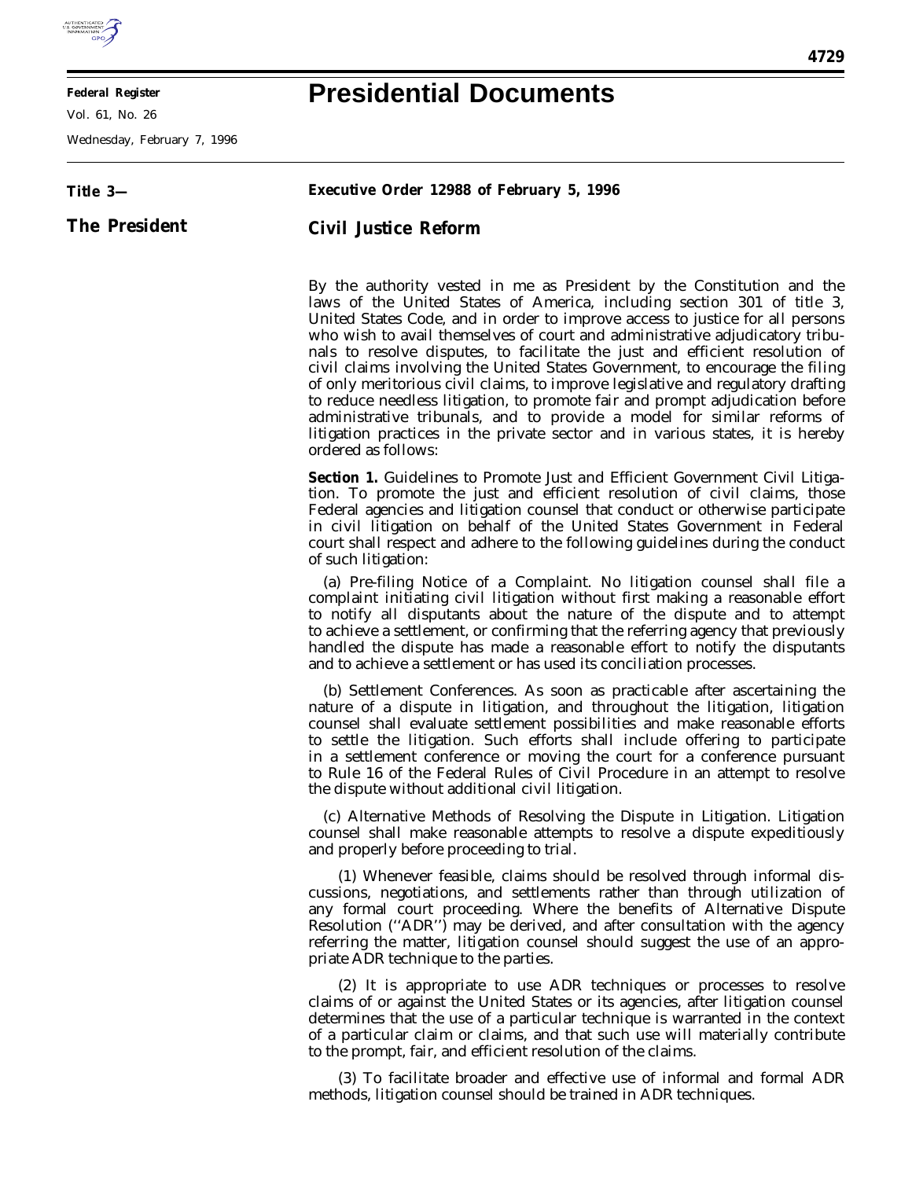**Federal Register**

Vol. 61, No. 26

Wednesday, February 7, 1996

# Presidential Documents

**Title 3—**

**The President**

## Executive Order 12988 of February 5, 1996

## Civil Justice Reform

By the authority vested in me as President by the Constitution and the laws of the United States of America, including section 301 of title 3, United States Code, and in order to improve access to justice for all persons who wish to avail themselves of court and administrative adjudicatory tribunals to resolve disputes, to facilitate the just and efficient resolution of civil claims involving the United States Government, to encourage the filing of only meritorious civil claims, to improve legislative and regulatory drafting to reduce needless litigation, to promote fair and prompt adjudication before administrative tribunals, and to provide a model for similar reforms of litigation practices in the private sector and in various states, it is hereby ordered as follows:

**Section 1.** Guidelines to Promote Just and Efficient Government Civil Litigation. To promote the just and efficient resolution of civil claims, those Federal agencies and litigation counsel that conduct or otherwise participate in civil litigation on behalf of the United States Government in Federal court shall respect and adhere to the following guidelines during the conduct of such litigation:

(a) Pre-filing Notice of a Complaint. No litigation counsel shall file a complaint initiating civil litigation without first making a reasonable effort to notify all disputants about the nature of the dispute and to attempt to achieve a settlement, or confirming that the referring agency that previously handled the dispute has made a reasonable effort to notify the disputants and to achieve a settlement or has used its conciliation processes.

(b) Settlement Conferences. As soon as practicable after ascertaining the nature of a dispute in litigation, and throughout the litigation, litigation counsel shall evaluate settlement possibilities and make reasonable efforts to settle the litigation. Such efforts shall include offering to participate in a settlement conference or moving the court for a conference pursuant to Rule 16 of the Federal Rules of Civil Procedure in an attempt to resolve the dispute without additional civil litigation.

(c) Alternative Methods of Resolving the Dispute in Litigation. Litigation counsel shall make reasonable attempts to resolve a dispute expeditiously and properly before proceeding to trial.

(1) Whenever feasible, claims should be resolved through informal discussions, negotiations, and settlements rather than through utilization of any formal court proceeding. Where the benefits of Alternative Dispute Resolution (''ADR'') may be derived, and after consultation with the agency referring the matter, litigation counsel should suggest the use of an appropriate ADR technique to the parties.

(2) It is appropriate to use ADR techniques or processes to resolve claims of or against the United States or its agencies, after litigation counsel determines that the use of a particular technique is warranted in the context of a particular claim or claims, and that such use will materially contribute to the prompt, fair, and efficient resolution of the claims.

(3) To facilitate broader and effective use of informal and formal ADR methods, litigation counsel should be trained in ADR techniques.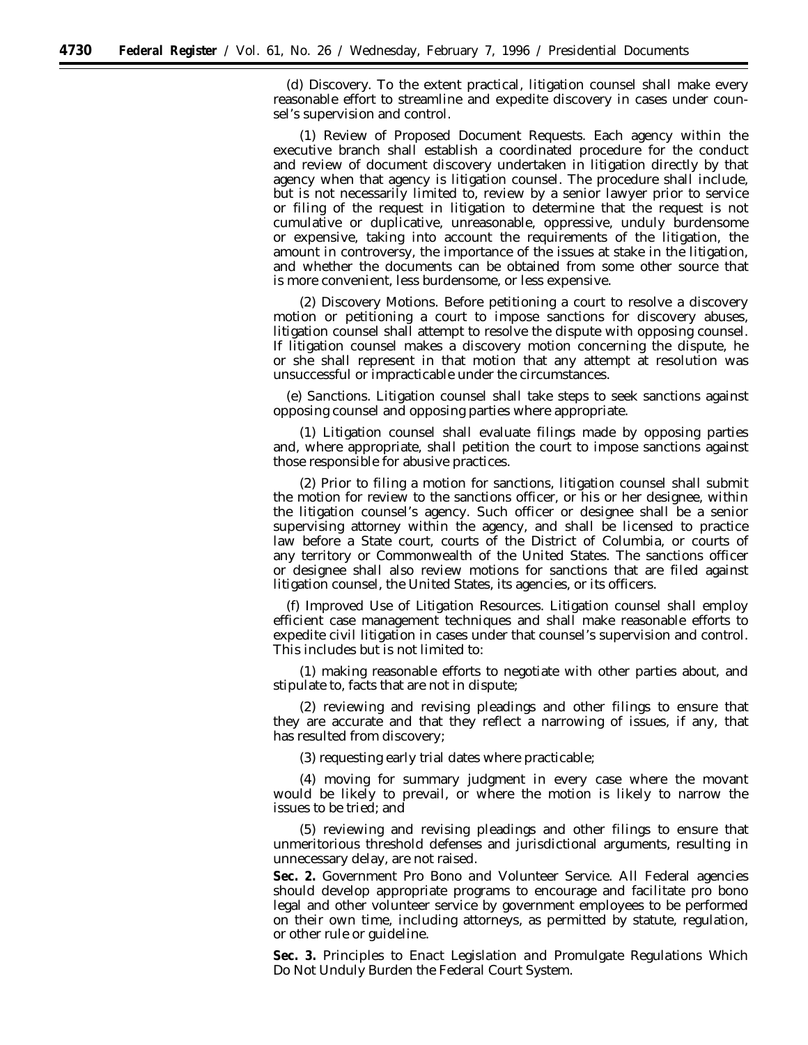(d) *Discovery.* To the extent practical, litigation counsel shall make every reasonable effort to streamline and expedite discovery in cases under counsel's supervision and control.

(1) *Review of Proposed Document Requests.* Each agency within the executive branch shall establish a coordinated procedure for the conduct and review of document discovery undertaken in litigation directly by that agency when that agency is litigation counsel. The procedure shall include, but is not necessarily limited to, review by a senior lawyer prior to service or filing of the request in litigation to determine that the request is not cumulative or duplicative, unreasonable, oppressive, unduly burdensome or expensive, taking into account the requirements of the litigation, the amount in controversy, the importance of the issues at stake in the litigation, and whether the documents can be obtained from some other source that is more convenient, less burdensome, or less expensive.

(2) *Discovery Motions.* Before petitioning a court to resolve a discovery motion or petitioning a court to impose sanctions for discovery abuses, litigation counsel shall attempt to resolve the dispute with opposing counsel. If litigation counsel makes a discovery motion concerning the dispute, he or she shall represent in that motion that any attempt at resolution was unsuccessful or impracticable under the circumstances.

(e) *Sanctions.* Litigation counsel shall take steps to seek sanctions against opposing counsel and opposing parties where appropriate.

(1) Litigation counsel shall evaluate filings made by opposing parties and, where appropriate, shall petition the court to impose sanctions against those responsible for abusive practices.

(2) Prior to filing a motion for sanctions, litigation counsel shall submit the motion for review to the sanctions officer, or his or her designee, within the litigation counsel's agency. Such officer or designee shall be a senior supervising attorney within the agency, and shall be licensed to practice law before a State court, courts of the District of Columbia, or courts of any territory or Commonwealth of the United States. The sanctions officer or designee shall also review motions for sanctions that are filed against litigation counsel, the United States, its agencies, or its officers.

(f) *Improved Use of Litigation Resources.* Litigation counsel shall employ efficient case management techniques and shall make reasonable efforts to expedite civil litigation in cases under that counsel's supervision and control. This includes but is not limited to:

(1) making reasonable efforts to negotiate with other parties about, and stipulate to, facts that are not in dispute;

(2) reviewing and revising pleadings and other filings to ensure that they are accurate and that they reflect a narrowing of issues, if any, that has resulted from discovery;

(3) requesting early trial dates where practicable;

(4) moving for summary judgment in every case where the movant would be likely to prevail, or where the motion is likely to narrow the issues to be tried; and

(5) reviewing and revising pleadings and other filings to ensure that unmeritorious threshold defenses and jurisdictional arguments, resulting in unnecessary delay, are not raised.

**Sec. 2.** *Government Pro Bono and Volunteer Service.* All Federal agencies should develop appropriate programs to encourage and facilitate pro bono legal and other volunteer service by government employees to be performed on their own time, including attorneys, as permitted by statute, regulation, or other rule or guideline.

**Sec. 3.** *Principles to Enact Legislation and Promulgate Regulations Which Do Not Unduly Burden the Federal Court System.*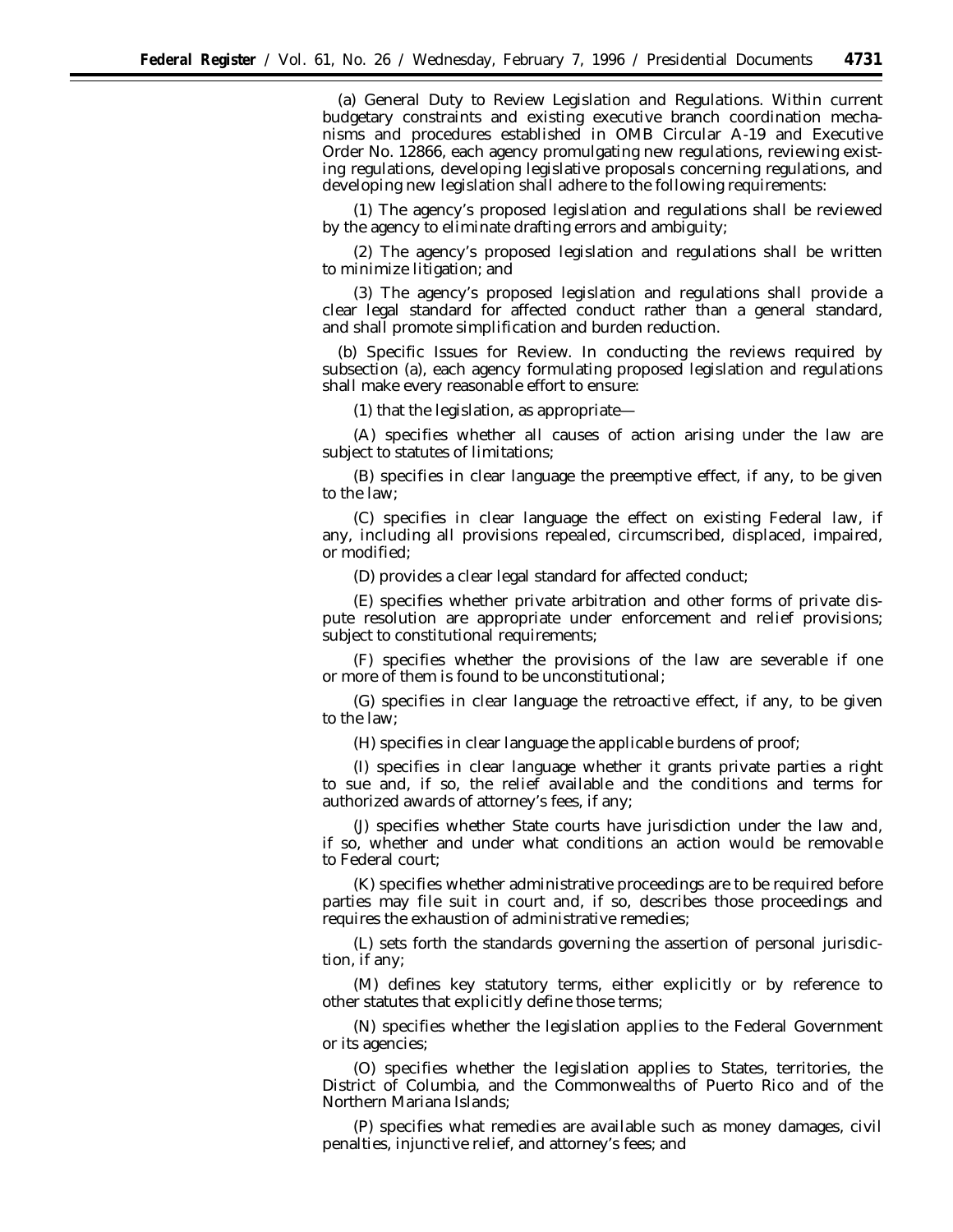(a) General Duty to Review Legislation and Regulations. Within current budgetary constraints and existing executive branch coordination mechanisms and procedures established in OMB Circular A-19 and Executive Order No. 12866, each agency promulgating new regulations, reviewing existing regulations, developing legislative proposals concerning regulations, and developing new legislation shall adhere to the following requirements:

(1) The agency's proposed legislation and regulations shall be reviewed by the agency to eliminate drafting errors and ambiguity;

(2) The agency's proposed legislation and regulations shall be written to minimize litigation; and

(3) The agency's proposed legislation and regulations shall provide a clear legal standard for affected conduct rather than a general standard, and shall promote simplification and burden reduction.

(b) Specific Issues for Review. In conducting the reviews required by subsection (a), each agency formulating proposed legislation and regulations shall make every reasonable effort to ensure:

(1) that the legislation, as appropriate—

(A) specifies whether all causes of action arising under the law are subject to statutes of limitations;

(B) specifies in clear language the preemptive effect, if any, to be given to the law;

(C) specifies in clear language the effect on existing Federal law, if any, including all provisions repealed, circumscribed, displaced, impaired, or modified;

(D) provides a clear legal standard for affected conduct;

(E) specifies whether private arbitration and other forms of private dispute resolution are appropriate under enforcement and relief provisions; subject to constitutional requirements;

(F) specifies whether the provisions of the law are severable if one or more of them is found to be unconstitutional;

(G) specifies in clear language the retroactive effect, if any, to be given to the law;

(H) specifies in clear language the applicable burdens of proof;

(I) specifies in clear language whether it grants private parties a right to sue and, if so, the relief available and the conditions and terms for authorized awards of attorney's fees, if any;

(J) specifies whether State courts have jurisdiction under the law and, if so, whether and under what conditions an action would be removable to Federal court;

(K) specifies whether administrative proceedings are to be required before parties may file suit in court and, if so, describes those proceedings and requires the exhaustion of administrative remedies;

(L) sets forth the standards governing the assertion of personal jurisdiction, if any;

(M) defines key statutory terms, either explicitly or by reference to other statutes that explicitly define those terms;

(N) specifies whether the legislation applies to the Federal Government or its agencies;

(O) specifies whether the legislation applies to States, territories, the District of Columbia, and the Commonwealths of Puerto Rico and of the Northern Mariana Islands;

(P) specifies what remedies are available such as money damages, civil penalties, injunctive relief, and attorney's fees; and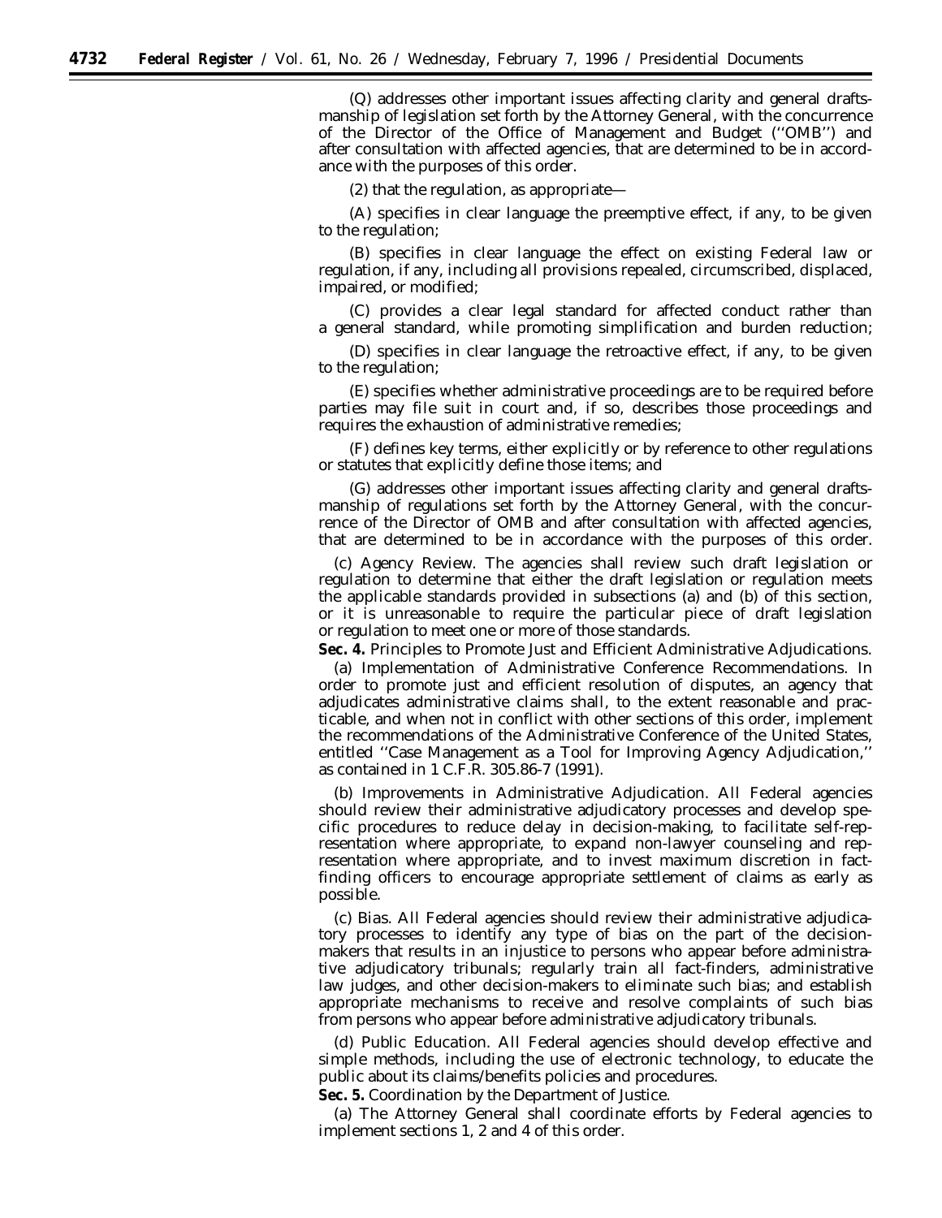(Q) addresses other important issues affecting clarity and general draftsmanship of legislation set forth by the Attorney General, with the concurrence of the Director of the Office of Management and Budget (''OMB'') and after consultation with affected agencies, that are determined to be in accordance with the purposes of this order.

(2) that the regulation, as appropriate—

(A) specifies in clear language the preemptive effect, if any, to be given to the regulation;

(B) specifies in clear language the effect on existing Federal law or regulation, if any, including all provisions repealed, circumscribed, displaced, impaired, or modified;

(C) provides a clear legal standard for affected conduct rather than a general standard, while promoting simplification and burden reduction;

(D) specifies in clear language the retroactive effect, if any, to be given to the regulation;

(E) specifies whether administrative proceedings are to be required before parties may file suit in court and, if so, describes those proceedings and requires the exhaustion of administrative remedies;

(F) defines key terms, either explicitly or by reference to other regulations or statutes that explicitly define those items; and

(G) addresses other important issues affecting clarity and general draftsmanship of regulations set forth by the Attorney General, with the concurrence of the Director of OMB and after consultation with affected agencies, that are determined to be in accordance with the purposes of this order.

(c) *Agency Review.* The agencies shall review such draft legislation or regulation to determine that either the draft legislation or regulation meets the applicable standards provided in subsections (a) and (b) of this section, or it is unreasonable to require the particular piece of draft legislation or regulation to meet one or more of those standards.

**Sec. 4.** *Principles to Promote Just and Efficient Administrative Adjudications.*

(a) *Implementation of Administrative Conference Recommendations.* In order to promote just and efficient resolution of disputes, an agency that adjudicates administrative claims shall, to the extent reasonable and practicable, and when not in conflict with other sections of this order, implement the recommendations of the Administrative Conference of the United States, entitled ''Case Management as a Tool for Improving Agency Adjudication,'' as contained in 1 C.F.R. 305.86-7 (1991).

(b) *Improvements in Administrative Adjudication.* All Federal agencies should review their administrative adjudicatory processes and develop specific procedures to reduce delay in decision-making, to facilitate self-representation where appropriate, to expand non-lawyer counseling and representation where appropriate, and to invest maximum discretion in fact-finding officers to encourage appropriate settlement of claims as early as possible.

(c) *Bias.* All Federal agencies should review their administrative adjudicatory processes to identify any type of bias on the part of the decision-makers that results in an injustice to persons who appear before administrative adjudicatory tribunals; regularly train all fact-finders, administrative law judges, and other decision-makers to eliminate such bias; and establish appropriate mechanisms to receive and resolve complaints of such bias from persons who appear before administrative adjudicatory tribunals.

(d) *Public Education.* All Federal agencies should develop effective and simple methods, including the use of electronic technology, to educate the public about its claims/benefits policies and procedures.

**Sec. 5.** *Coordination by the Department of Justice.*

(a) The Attorney General shall coordinate efforts by Federal agencies to implement sections 1, 2 and 4 of this order.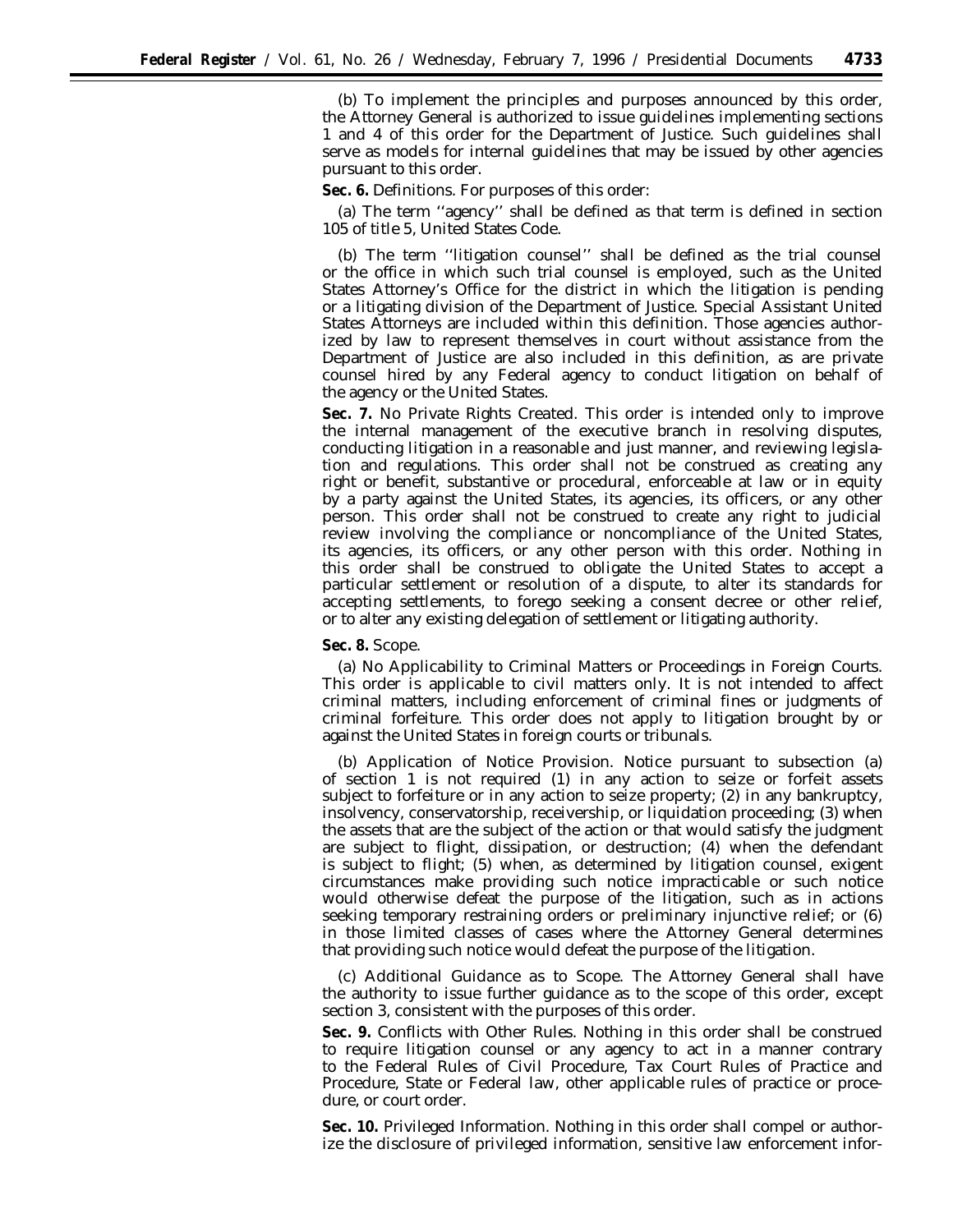(b) To implement the principles and purposes announced by this order, the Attorney General is authorized to issue guidelines implementing sections 1 and 4 of this order for the Department of Justice. Such guidelines shall serve as models for internal guidelines that may be issued by other agencies pursuant to this order.

**Sec. 6.** *Definitions.* For purposes of this order:

(a) The term ''agency'' shall be defined as that term is defined in section 105 of title 5, United States Code.

(b) The term ''litigation counsel'' shall be defined as the trial counsel or the office in which such trial counsel is employed, such as the United States Attorney's Office for the district in which the litigation is pending or a litigating division of the Department of Justice. Special Assistant United States Attorneys are included within this definition. Those agencies authorized by law to represent themselves in court without assistance from the Department of Justice are also included in this definition, as are private counsel hired by any Federal agency to conduct litigation on behalf of the agency or the United States.

**Sec. 7.** *No Private Rights Created.* This order is intended only to improve the internal management of the executive branch in resolving disputes, conducting litigation in a reasonable and just manner, and reviewing legislation and regulations. This order shall not be construed as creating any right or benefit, substantive or procedural, enforceable at law or in equity by a party against the United States, its agencies, its officers, or any other person. This order shall not be construed to create any right to judicial review involving the compliance or noncompliance of the United States, its agencies, its officers, or any other person with this order. Nothing in this order shall be construed to obligate the United States to accept a particular settlement or resolution of a dispute, to alter its standards for accepting settlements, to forego seeking a consent decree or other relief, or to alter any existing delegation of settlement or litigating authority.

**Sec. 8.** *Scope.*

(a) *No Applicability to Criminal Matters or Proceedings in Foreign Courts.* This order is applicable to civil matters only. It is not intended to affect criminal matters, including enforcement of criminal fines or judgments of criminal forfeiture. This order does not apply to litigation brought by or against the United States in foreign courts or tribunals.

(b) *Application of Notice Provision.* Notice pursuant to subsection (a) of section 1 is not required (1) in any action to seize or forfeit assets subject to forfeiture or in any action to seize property; (2) in any bankruptcy, insolvency, conservatorship, receivership, or liquidation proceeding; (3) when the assets that are the subject of the action or that would satisfy the judgment are subject to flight, dissipation, or destruction; (4) when the defendant is subject to flight; (5) when, as determined by litigation counsel, exigent circumstances make providing such notice impracticable or such notice would otherwise defeat the purpose of the litigation, such as in actions seeking temporary restraining orders or preliminary injunctive relief; or (6) in those limited classes of cases where the Attorney General determines that providing such notice would defeat the purpose of the litigation.

(c) *Additional Guidance as to Scope.* The Attorney General shall have the authority to issue further guidance as to the scope of this order, except section 3, consistent with the purposes of this order.

**Sec. 9.** *Conflicts with Other Rules.* Nothing in this order shall be construed to require litigation counsel or any agency to act in a manner contrary to the Federal Rules of Civil Procedure, Tax Court Rules of Practice and Procedure, State or Federal law, other applicable rules of practice or procedure, or court order.

**Sec. 10.** *Privileged Information.* Nothing in this order shall compel or authorize the disclosure of privileged information, sensitive law enforcement infor-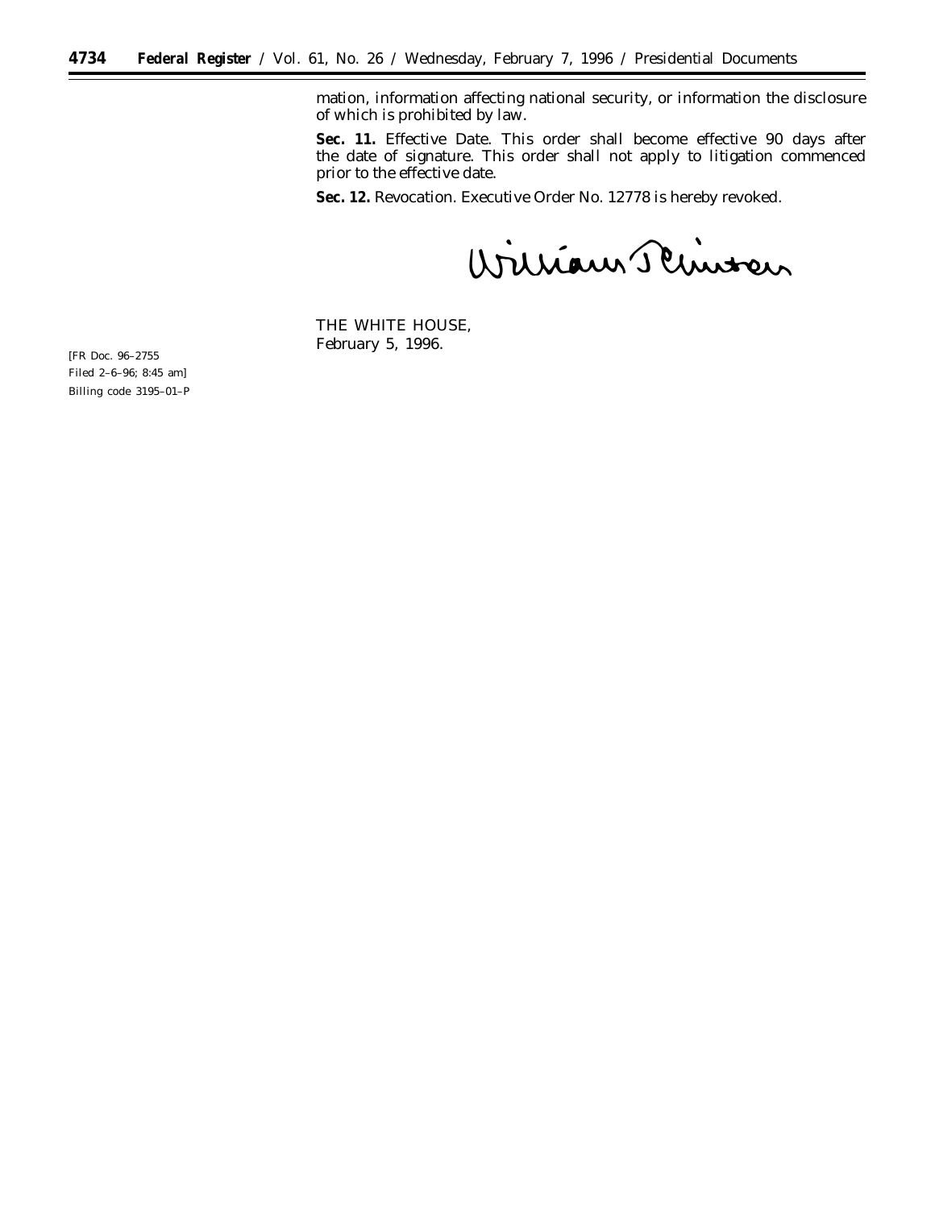mation, information affecting national security, or information the disclosure of which is prohibited by law.

**Sec. 11.** Effective Date. This order shall become effective 90 days after the date of signature. This order shall not apply to litigation commenced prior to the effective date.

**Sec. 12.** Revocation. Executive Order No. 12778 is hereby revoked.

William J. Clinton

THE WHITE HOUSE,
February 5, 1996.

[FR Doc. 96–2755
Filed 2–6–96; 8:45 am]
Billing code 3195–01–P